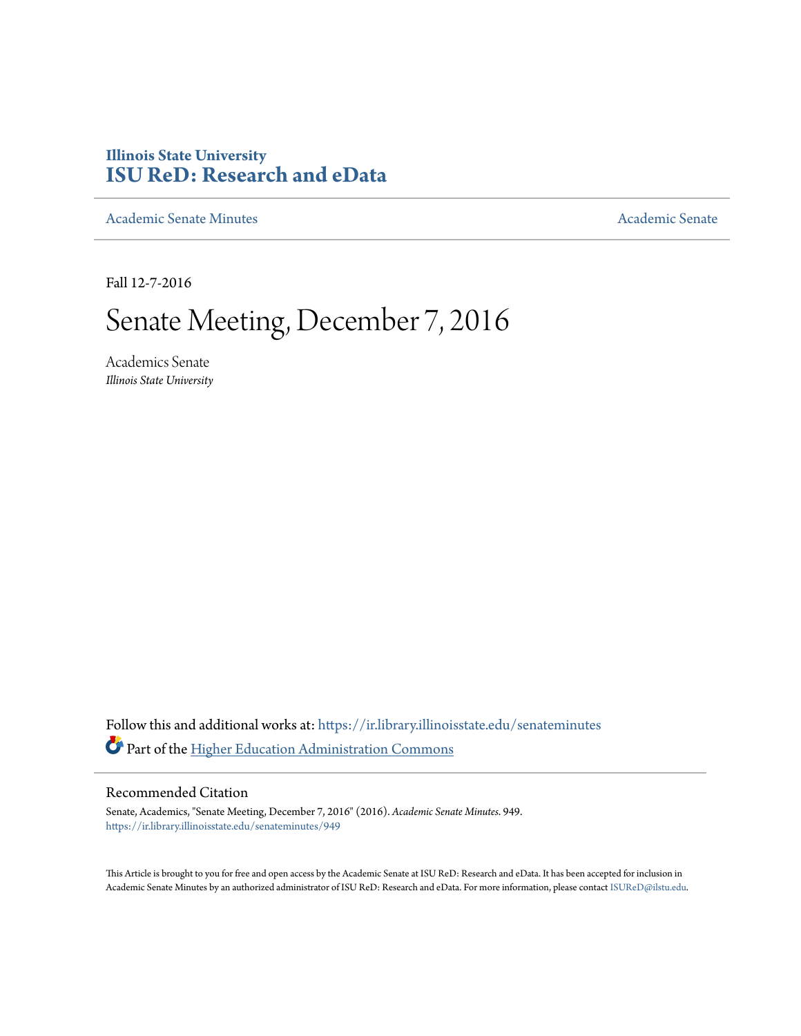# Illinois State University
# ISU ReD: Research and eData

Academic Senate Minutes

Academic Senate

Fall 12-7-2016

# Senate Meeting, December 7, 2016

Academics Senate
*Illinois State University*

Follow this and additional works at: https://ir.library.illinoisstate.edu/senateminutes

Part of the Higher Education Administration Commons

## Recommended Citation

Senate, Academics, "Senate Meeting, December 7, 2016" (2016). *Academic Senate Minutes*. 949.
https://ir.library.illinoisstate.edu/senateminutes/949

This Article is brought to you for free and open access by the Academic Senate at ISU ReD: Research and eData. It has been accepted for inclusion in Academic Senate Minutes by an authorized administrator of ISU ReD: Research and eData. For more information, please contact ISUReD@ilstu.edu.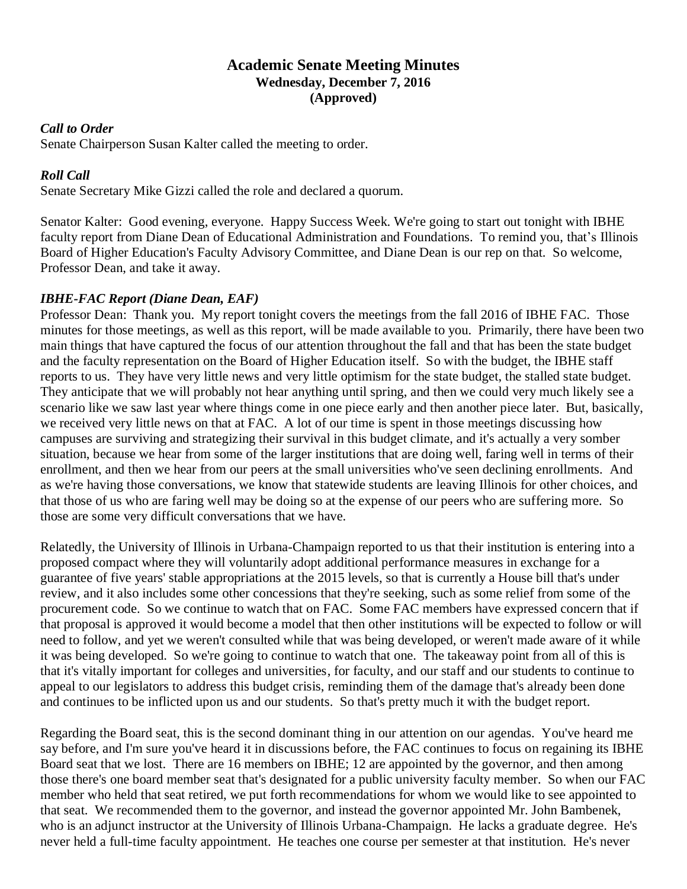# Academic Senate Meeting Minutes

**Wednesday, December 7, 2016**

**(Approved)**

***Call to Order***

Senate Chairperson Susan Kalter called the meeting to order.

***Roll Call***

Senate Secretary Mike Gizzi called the role and declared a quorum.

Senator Kalter: Good evening, everyone. Happy Success Week. We're going to start out tonight with IBHE faculty report from Diane Dean of Educational Administration and Foundations. To remind you, that's Illinois Board of Higher Education's Faculty Advisory Committee, and Diane Dean is our rep on that. So welcome, Professor Dean, and take it away.

***IBHE-FAC Report (Diane Dean, EAF)***

Professor Dean: Thank you. My report tonight covers the meetings from the fall 2016 of IBHE FAC. Those minutes for those meetings, as well as this report, will be made available to you. Primarily, there have been two main things that have captured the focus of our attention throughout the fall and that has been the state budget and the faculty representation on the Board of Higher Education itself. So with the budget, the IBHE staff reports to us. They have very little news and very little optimism for the state budget, the stalled state budget. They anticipate that we will probably not hear anything until spring, and then we could very much likely see a scenario like we saw last year where things come in one piece early and then another piece later. But, basically, we received very little news on that at FAC. A lot of our time is spent in those meetings discussing how campuses are surviving and strategizing their survival in this budget climate, and it's actually a very somber situation, because we hear from some of the larger institutions that are doing well, faring well in terms of their enrollment, and then we hear from our peers at the small universities who've seen declining enrollments. And as we're having those conversations, we know that statewide students are leaving Illinois for other choices, and that those of us who are faring well may be doing so at the expense of our peers who are suffering more. So those are some very difficult conversations that we have.

Relatedly, the University of Illinois in Urbana-Champaign reported to us that their institution is entering into a proposed compact where they will voluntarily adopt additional performance measures in exchange for a guarantee of five years' stable appropriations at the 2015 levels, so that is currently a House bill that's under review, and it also includes some other concessions that they're seeking, such as some relief from some of the procurement code. So we continue to watch that on FAC. Some FAC members have expressed concern that if that proposal is approved it would become a model that then other institutions will be expected to follow or will need to follow, and yet we weren't consulted while that was being developed, or weren't made aware of it while it was being developed. So we're going to continue to watch that one. The takeaway point from all of this is that it's vitally important for colleges and universities, for faculty, and our staff and our students to continue to appeal to our legislators to address this budget crisis, reminding them of the damage that's already been done and continues to be inflicted upon us and our students. So that's pretty much it with the budget report.

Regarding the Board seat, this is the second dominant thing in our attention on our agendas. You've heard me say before, and I'm sure you've heard it in discussions before, the FAC continues to focus on regaining its IBHE Board seat that we lost. There are 16 members on IBHE; 12 are appointed by the governor, and then among those there's one board member seat that's designated for a public university faculty member. So when our FAC member who held that seat retired, we put forth recommendations for whom we would like to see appointed to that seat. We recommended them to the governor, and instead the governor appointed Mr. John Bambenek, who is an adjunct instructor at the University of Illinois Urbana-Champaign. He lacks a graduate degree. He's never held a full-time faculty appointment. He teaches one course per semester at that institution. He's never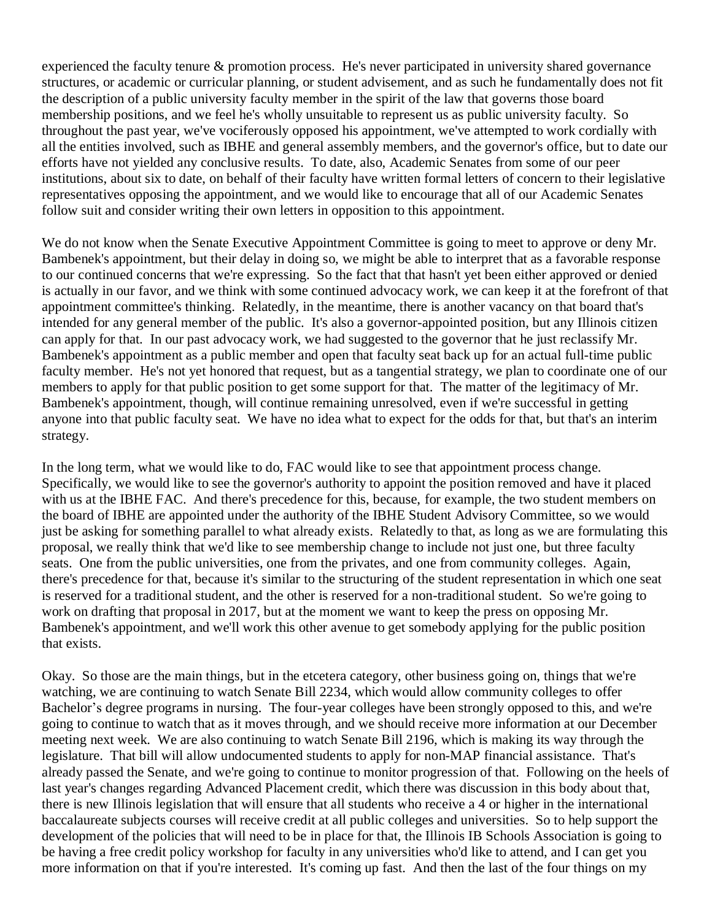experienced the faculty tenure & promotion process. He's never participated in university shared governance structures, or academic or curricular planning, or student advisement, and as such he fundamentally does not fit the description of a public university faculty member in the spirit of the law that governs those board membership positions, and we feel he's wholly unsuitable to represent us as public university faculty. So throughout the past year, we've vociferously opposed his appointment, we've attempted to work cordially with all the entities involved, such as IBHE and general assembly members, and the governor's office, but to date our efforts have not yielded any conclusive results. To date, also, Academic Senates from some of our peer institutions, about six to date, on behalf of their faculty have written formal letters of concern to their legislative representatives opposing the appointment, and we would like to encourage that all of our Academic Senates follow suit and consider writing their own letters in opposition to this appointment.

We do not know when the Senate Executive Appointment Committee is going to meet to approve or deny Mr. Bambenek's appointment, but their delay in doing so, we might be able to interpret that as a favorable response to our continued concerns that we're expressing. So the fact that that hasn't yet been either approved or denied is actually in our favor, and we think with some continued advocacy work, we can keep it at the forefront of that appointment committee's thinking. Relatedly, in the meantime, there is another vacancy on that board that's intended for any general member of the public. It's also a governor-appointed position, but any Illinois citizen can apply for that. In our past advocacy work, we had suggested to the governor that he just reclassify Mr. Bambenek's appointment as a public member and open that faculty seat back up for an actual full-time public faculty member. He's not yet honored that request, but as a tangential strategy, we plan to coordinate one of our members to apply for that public position to get some support for that. The matter of the legitimacy of Mr. Bambenek's appointment, though, will continue remaining unresolved, even if we're successful in getting anyone into that public faculty seat. We have no idea what to expect for the odds for that, but that's an interim strategy.

In the long term, what we would like to do, FAC would like to see that appointment process change. Specifically, we would like to see the governor's authority to appoint the position removed and have it placed with us at the IBHE FAC. And there's precedence for this, because, for example, the two student members on the board of IBHE are appointed under the authority of the IBHE Student Advisory Committee, so we would just be asking for something parallel to what already exists. Relatedly to that, as long as we are formulating this proposal, we really think that we'd like to see membership change to include not just one, but three faculty seats. One from the public universities, one from the privates, and one from community colleges. Again, there's precedence for that, because it's similar to the structuring of the student representation in which one seat is reserved for a traditional student, and the other is reserved for a non-traditional student. So we're going to work on drafting that proposal in 2017, but at the moment we want to keep the press on opposing Mr. Bambenek's appointment, and we'll work this other avenue to get somebody applying for the public position that exists.

Okay. So those are the main things, but in the etcetera category, other business going on, things that we're watching, we are continuing to watch Senate Bill 2234, which would allow community colleges to offer Bachelor's degree programs in nursing. The four-year colleges have been strongly opposed to this, and we're going to continue to watch that as it moves through, and we should receive more information at our December meeting next week. We are also continuing to watch Senate Bill 2196, which is making its way through the legislature. That bill will allow undocumented students to apply for non-MAP financial assistance. That's already passed the Senate, and we're going to continue to monitor progression of that. Following on the heels of last year's changes regarding Advanced Placement credit, which there was discussion in this body about that, there is new Illinois legislation that will ensure that all students who receive a 4 or higher in the international baccalaureate subjects courses will receive credit at all public colleges and universities. So to help support the development of the policies that will need to be in place for that, the Illinois IB Schools Association is going to be having a free credit policy workshop for faculty in any universities who'd like to attend, and I can get you more information on that if you're interested. It's coming up fast. And then the last of the four things on my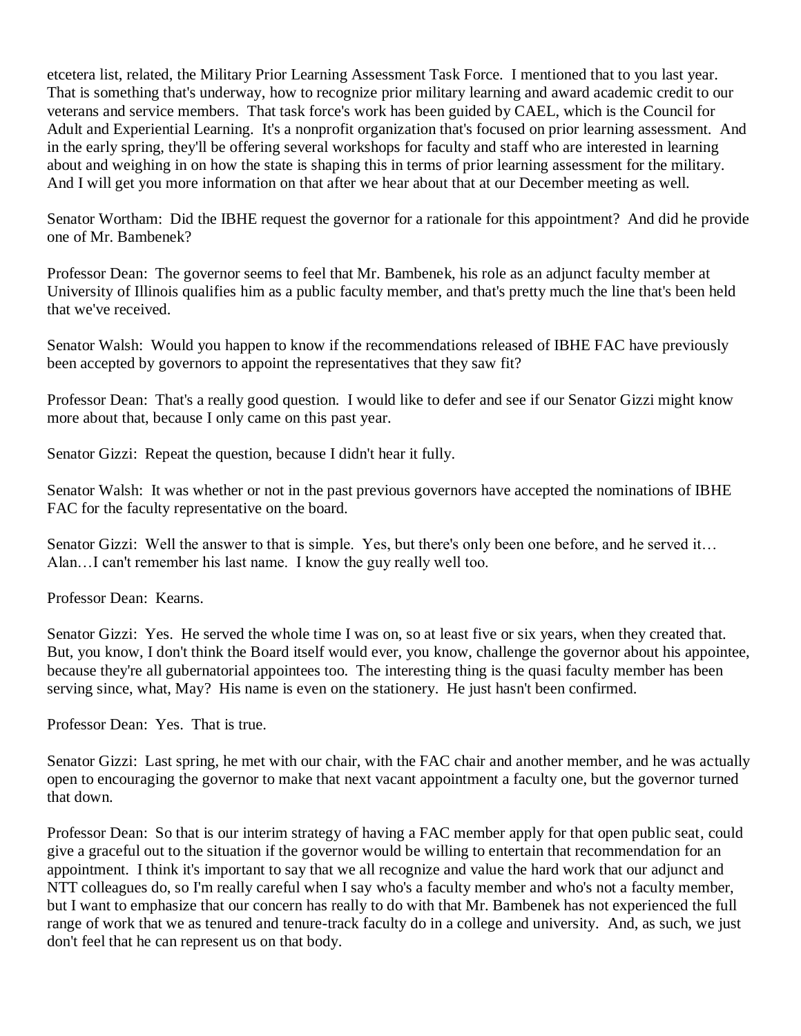etcetera list, related, the Military Prior Learning Assessment Task Force. I mentioned that to you last year. That is something that's underway, how to recognize prior military learning and award academic credit to our veterans and service members. That task force's work has been guided by CAEL, which is the Council for Adult and Experiential Learning. It's a nonprofit organization that's focused on prior learning assessment. And in the early spring, they'll be offering several workshops for faculty and staff who are interested in learning about and weighing in on how the state is shaping this in terms of prior learning assessment for the military. And I will get you more information on that after we hear about that at our December meeting as well.

Senator Wortham: Did the IBHE request the governor for a rationale for this appointment? And did he provide one of Mr. Bambenek?

Professor Dean: The governor seems to feel that Mr. Bambenek, his role as an adjunct faculty member at University of Illinois qualifies him as a public faculty member, and that's pretty much the line that's been held that we've received.

Senator Walsh: Would you happen to know if the recommendations released of IBHE FAC have previously been accepted by governors to appoint the representatives that they saw fit?

Professor Dean: That's a really good question. I would like to defer and see if our Senator Gizzi might know more about that, because I only came on this past year.

Senator Gizzi: Repeat the question, because I didn't hear it fully.

Senator Walsh: It was whether or not in the past previous governors have accepted the nominations of IBHE FAC for the faculty representative on the board.

Senator Gizzi: Well the answer to that is simple. Yes, but there's only been one before, and he served it… Alan…I can't remember his last name. I know the guy really well too.

Professor Dean: Kearns.

Senator Gizzi: Yes. He served the whole time I was on, so at least five or six years, when they created that. But, you know, I don't think the Board itself would ever, you know, challenge the governor about his appointee, because they're all gubernatorial appointees too. The interesting thing is the quasi faculty member has been serving since, what, May? His name is even on the stationery. He just hasn't been confirmed.

Professor Dean: Yes. That is true.

Senator Gizzi: Last spring, he met with our chair, with the FAC chair and another member, and he was actually open to encouraging the governor to make that next vacant appointment a faculty one, but the governor turned that down.

Professor Dean: So that is our interim strategy of having a FAC member apply for that open public seat, could give a graceful out to the situation if the governor would be willing to entertain that recommendation for an appointment. I think it's important to say that we all recognize and value the hard work that our adjunct and NTT colleagues do, so I'm really careful when I say who's a faculty member and who's not a faculty member, but I want to emphasize that our concern has really to do with that Mr. Bambenek has not experienced the full range of work that we as tenured and tenure-track faculty do in a college and university. And, as such, we just don't feel that he can represent us on that body.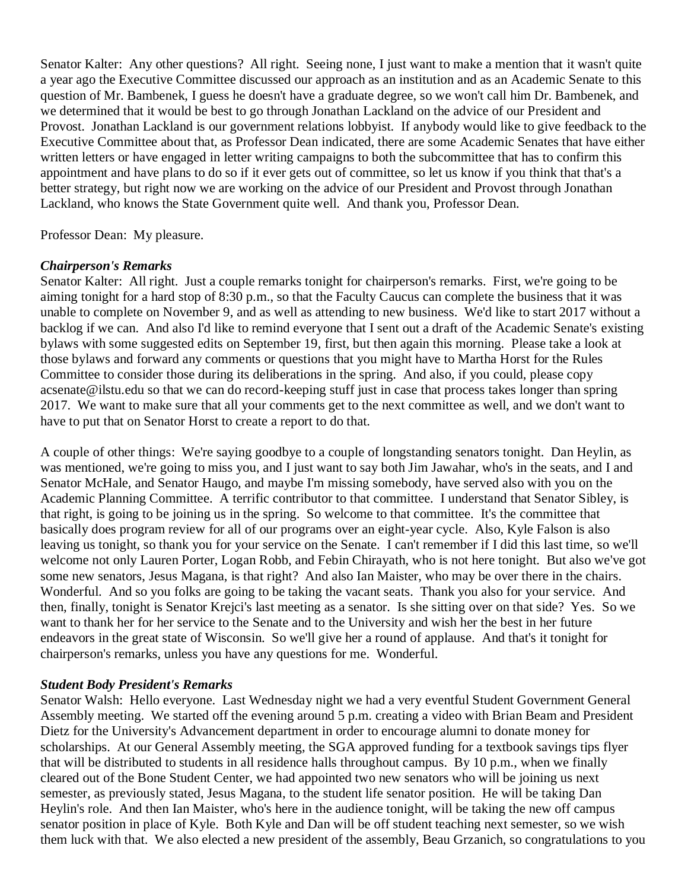Senator Kalter: Any other questions? All right. Seeing none, I just want to make a mention that it wasn't quite a year ago the Executive Committee discussed our approach as an institution and as an Academic Senate to this question of Mr. Bambenek, I guess he doesn't have a graduate degree, so we won't call him Dr. Bambenek, and we determined that it would be best to go through Jonathan Lackland on the advice of our President and Provost. Jonathan Lackland is our government relations lobbyist. If anybody would like to give feedback to the Executive Committee about that, as Professor Dean indicated, there are some Academic Senates that have either written letters or have engaged in letter writing campaigns to both the subcommittee that has to confirm this appointment and have plans to do so if it ever gets out of committee, so let us know if you think that that's a better strategy, but right now we are working on the advice of our President and Provost through Jonathan Lackland, who knows the State Government quite well. And thank you, Professor Dean.

Professor Dean: My pleasure.

***Chairperson's Remarks***

Senator Kalter: All right. Just a couple remarks tonight for chairperson's remarks. First, we're going to be aiming tonight for a hard stop of 8:30 p.m., so that the Faculty Caucus can complete the business that it was unable to complete on November 9, and as well as attending to new business. We'd like to start 2017 without a backlog if we can. And also I'd like to remind everyone that I sent out a draft of the Academic Senate's existing bylaws with some suggested edits on September 19, first, but then again this morning. Please take a look at those bylaws and forward any comments or questions that you might have to Martha Horst for the Rules Committee to consider those during its deliberations in the spring. And also, if you could, please copy acsenate@ilstu.edu so that we can do record-keeping stuff just in case that process takes longer than spring 2017. We want to make sure that all your comments get to the next committee as well, and we don't want to have to put that on Senator Horst to create a report to do that.

A couple of other things: We're saying goodbye to a couple of longstanding senators tonight. Dan Heylin, as was mentioned, we're going to miss you, and I just want to say both Jim Jawahar, who's in the seats, and I and Senator McHale, and Senator Haugo, and maybe I'm missing somebody, have served also with you on the Academic Planning Committee. A terrific contributor to that committee. I understand that Senator Sibley, is that right, is going to be joining us in the spring. So welcome to that committee. It's the committee that basically does program review for all of our programs over an eight-year cycle. Also, Kyle Falson is also leaving us tonight, so thank you for your service on the Senate. I can't remember if I did this last time, so we'll welcome not only Lauren Porter, Logan Robb, and Febin Chirayath, who is not here tonight. But also we've got some new senators, Jesus Magana, is that right? And also Ian Maister, who may be over there in the chairs. Wonderful. And so you folks are going to be taking the vacant seats. Thank you also for your service. And then, finally, tonight is Senator Krejci's last meeting as a senator. Is she sitting over on that side? Yes. So we want to thank her for her service to the Senate and to the University and wish her the best in her future endeavors in the great state of Wisconsin. So we'll give her a round of applause. And that's it tonight for chairperson's remarks, unless you have any questions for me. Wonderful.

***Student Body President's Remarks***

Senator Walsh: Hello everyone. Last Wednesday night we had a very eventful Student Government General Assembly meeting. We started off the evening around 5 p.m. creating a video with Brian Beam and President Dietz for the University's Advancement department in order to encourage alumni to donate money for scholarships. At our General Assembly meeting, the SGA approved funding for a textbook savings tips flyer that will be distributed to students in all residence halls throughout campus. By 10 p.m., when we finally cleared out of the Bone Student Center, we had appointed two new senators who will be joining us next semester, as previously stated, Jesus Magana, to the student life senator position. He will be taking Dan Heylin's role. And then Ian Maister, who's here in the audience tonight, will be taking the new off campus senator position in place of Kyle. Both Kyle and Dan will be off student teaching next semester, so we wish them luck with that. We also elected a new president of the assembly, Beau Grzanich, so congratulations to you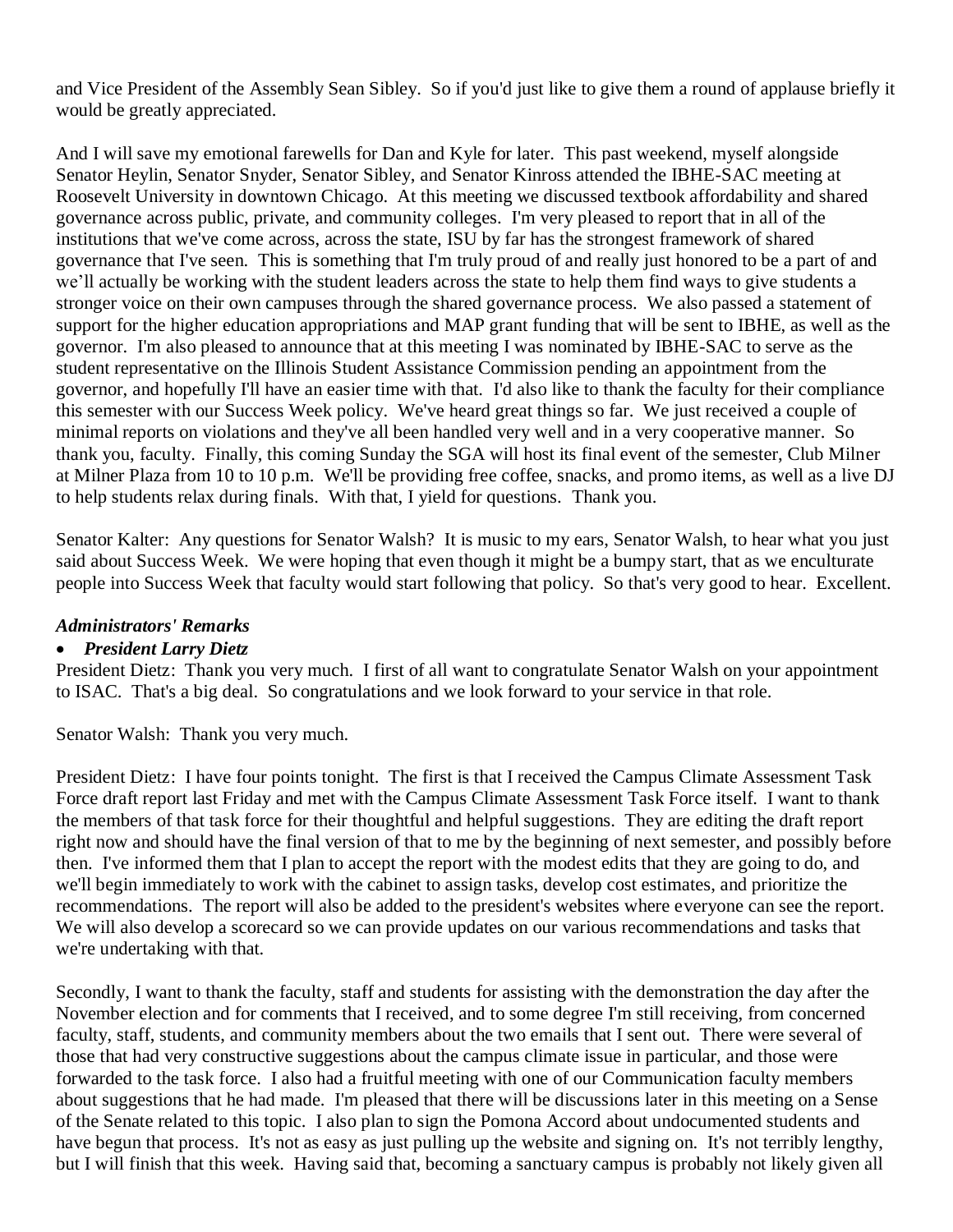and Vice President of the Assembly Sean Sibley. So if you'd just like to give them a round of applause briefly it would be greatly appreciated.

And I will save my emotional farewells for Dan and Kyle for later. This past weekend, myself alongside Senator Heylin, Senator Snyder, Senator Sibley, and Senator Kinross attended the IBHE-SAC meeting at Roosevelt University in downtown Chicago. At this meeting we discussed textbook affordability and shared governance across public, private, and community colleges. I'm very pleased to report that in all of the institutions that we've come across, across the state, ISU by far has the strongest framework of shared governance that I've seen. This is something that I'm truly proud of and really just honored to be a part of and we'll actually be working with the student leaders across the state to help them find ways to give students a stronger voice on their own campuses through the shared governance process. We also passed a statement of support for the higher education appropriations and MAP grant funding that will be sent to IBHE, as well as the governor. I'm also pleased to announce that at this meeting I was nominated by IBHE-SAC to serve as the student representative on the Illinois Student Assistance Commission pending an appointment from the governor, and hopefully I'll have an easier time with that. I'd also like to thank the faculty for their compliance this semester with our Success Week policy. We've heard great things so far. We just received a couple of minimal reports on violations and they've all been handled very well and in a very cooperative manner. So thank you, faculty. Finally, this coming Sunday the SGA will host its final event of the semester, Club Milner at Milner Plaza from 10 to 10 p.m. We'll be providing free coffee, snacks, and promo items, as well as a live DJ to help students relax during finals. With that, I yield for questions. Thank you.

Senator Kalter: Any questions for Senator Walsh? It is music to my ears, Senator Walsh, to hear what you just said about Success Week. We were hoping that even though it might be a bumpy start, that as we enculturate people into Success Week that faculty would start following that policy. So that's very good to hear. Excellent.

***Administrators' Remarks***

- ***President Larry Dietz***

President Dietz: Thank you very much. I first of all want to congratulate Senator Walsh on your appointment to ISAC. That's a big deal. So congratulations and we look forward to your service in that role.

Senator Walsh: Thank you very much.

President Dietz: I have four points tonight. The first is that I received the Campus Climate Assessment Task Force draft report last Friday and met with the Campus Climate Assessment Task Force itself. I want to thank the members of that task force for their thoughtful and helpful suggestions. They are editing the draft report right now and should have the final version of that to me by the beginning of next semester, and possibly before then. I've informed them that I plan to accept the report with the modest edits that they are going to do, and we'll begin immediately to work with the cabinet to assign tasks, develop cost estimates, and prioritize the recommendations. The report will also be added to the president's websites where everyone can see the report. We will also develop a scorecard so we can provide updates on our various recommendations and tasks that we're undertaking with that.

Secondly, I want to thank the faculty, staff and students for assisting with the demonstration the day after the November election and for comments that I received, and to some degree I'm still receiving, from concerned faculty, staff, students, and community members about the two emails that I sent out. There were several of those that had very constructive suggestions about the campus climate issue in particular, and those were forwarded to the task force. I also had a fruitful meeting with one of our Communication faculty members about suggestions that he had made. I'm pleased that there will be discussions later in this meeting on a Sense of the Senate related to this topic. I also plan to sign the Pomona Accord about undocumented students and have begun that process. It's not as easy as just pulling up the website and signing on. It's not terribly lengthy, but I will finish that this week. Having said that, becoming a sanctuary campus is probably not likely given all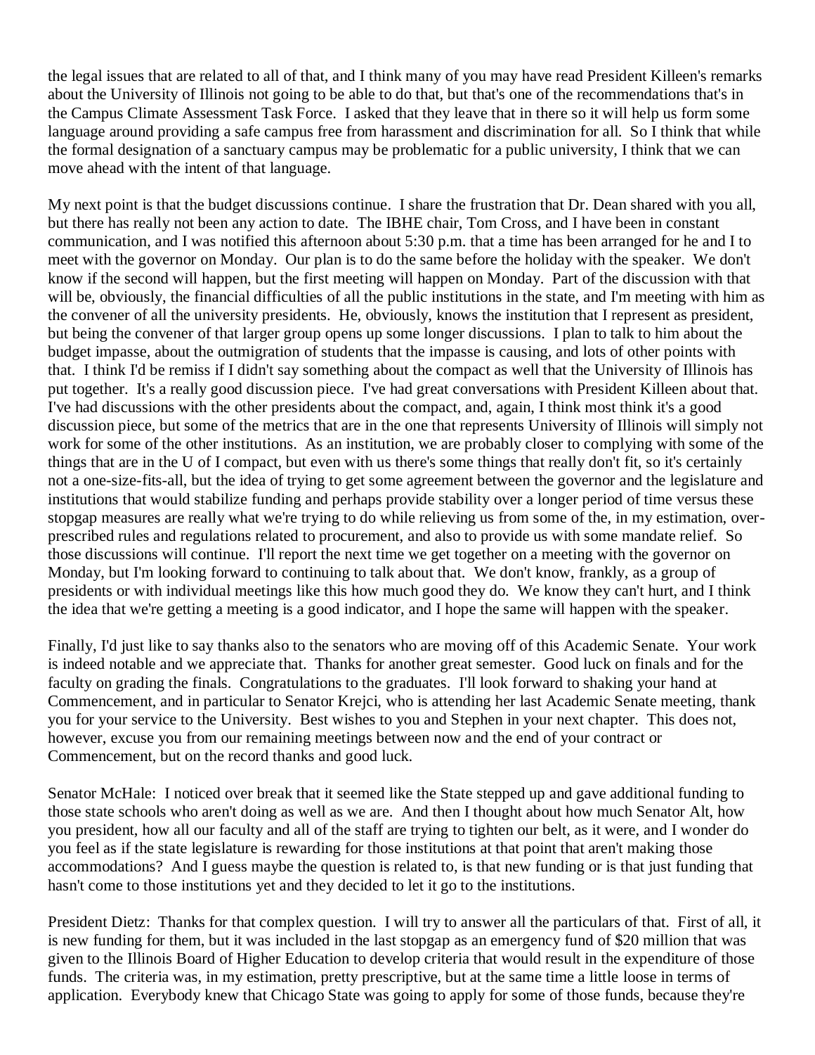the legal issues that are related to all of that, and I think many of you may have read President Killeen's remarks about the University of Illinois not going to be able to do that, but that's one of the recommendations that's in the Campus Climate Assessment Task Force. I asked that they leave that in there so it will help us form some language around providing a safe campus free from harassment and discrimination for all. So I think that while the formal designation of a sanctuary campus may be problematic for a public university, I think that we can move ahead with the intent of that language.

My next point is that the budget discussions continue. I share the frustration that Dr. Dean shared with you all, but there has really not been any action to date. The IBHE chair, Tom Cross, and I have been in constant communication, and I was notified this afternoon about 5:30 p.m. that a time has been arranged for he and I to meet with the governor on Monday. Our plan is to do the same before the holiday with the speaker. We don't know if the second will happen, but the first meeting will happen on Monday. Part of the discussion with that will be, obviously, the financial difficulties of all the public institutions in the state, and I'm meeting with him as the convener of all the university presidents. He, obviously, knows the institution that I represent as president, but being the convener of that larger group opens up some longer discussions. I plan to talk to him about the budget impasse, about the outmigration of students that the impasse is causing, and lots of other points with that. I think I'd be remiss if I didn't say something about the compact as well that the University of Illinois has put together. It's a really good discussion piece. I've had great conversations with President Killeen about that. I've had discussions with the other presidents about the compact, and, again, I think most think it's a good discussion piece, but some of the metrics that are in the one that represents University of Illinois will simply not work for some of the other institutions. As an institution, we are probably closer to complying with some of the things that are in the U of I compact, but even with us there's some things that really don't fit, so it's certainly not a one-size-fits-all, but the idea of trying to get some agreement between the governor and the legislature and institutions that would stabilize funding and perhaps provide stability over a longer period of time versus these stopgap measures are really what we're trying to do while relieving us from some of the, in my estimation, over-prescribed rules and regulations related to procurement, and also to provide us with some mandate relief. So those discussions will continue. I'll report the next time we get together on a meeting with the governor on Monday, but I'm looking forward to continuing to talk about that. We don't know, frankly, as a group of presidents or with individual meetings like this how much good they do. We know they can't hurt, and I think the idea that we're getting a meeting is a good indicator, and I hope the same will happen with the speaker.

Finally, I'd just like to say thanks also to the senators who are moving off of this Academic Senate. Your work is indeed notable and we appreciate that. Thanks for another great semester. Good luck on finals and for the faculty on grading the finals. Congratulations to the graduates. I'll look forward to shaking your hand at Commencement, and in particular to Senator Krejci, who is attending her last Academic Senate meeting, thank you for your service to the University. Best wishes to you and Stephen in your next chapter. This does not, however, excuse you from our remaining meetings between now and the end of your contract or Commencement, but on the record thanks and good luck.

Senator McHale: I noticed over break that it seemed like the State stepped up and gave additional funding to those state schools who aren't doing as well as we are. And then I thought about how much Senator Alt, how you president, how all our faculty and all of the staff are trying to tighten our belt, as it were, and I wonder do you feel as if the state legislature is rewarding for those institutions at that point that aren't making those accommodations? And I guess maybe the question is related to, is that new funding or is that just funding that hasn't come to those institutions yet and they decided to let it go to the institutions.

President Dietz: Thanks for that complex question. I will try to answer all the particulars of that. First of all, it is new funding for them, but it was included in the last stopgap as an emergency fund of $20 million that was given to the Illinois Board of Higher Education to develop criteria that would result in the expenditure of those funds. The criteria was, in my estimation, pretty prescriptive, but at the same time a little loose in terms of application. Everybody knew that Chicago State was going to apply for some of those funds, because they're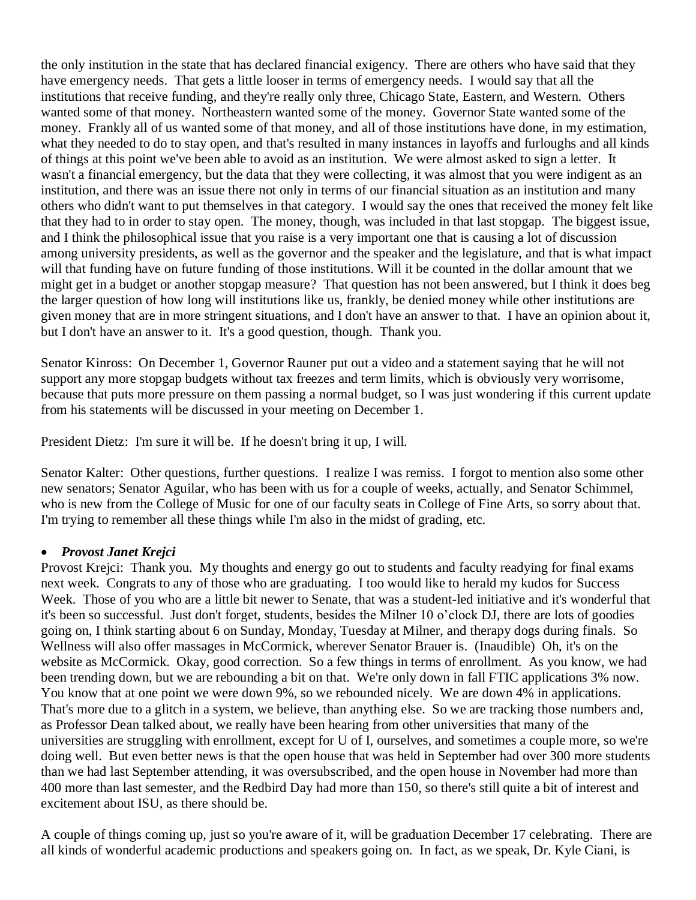the only institution in the state that has declared financial exigency. There are others who have said that they have emergency needs. That gets a little looser in terms of emergency needs. I would say that all the institutions that receive funding, and they're really only three, Chicago State, Eastern, and Western. Others wanted some of that money. Northeastern wanted some of the money. Governor State wanted some of the money. Frankly all of us wanted some of that money, and all of those institutions have done, in my estimation, what they needed to do to stay open, and that's resulted in many instances in layoffs and furloughs and all kinds of things at this point we've been able to avoid as an institution. We were almost asked to sign a letter. It wasn't a financial emergency, but the data that they were collecting, it was almost that you were indigent as an institution, and there was an issue there not only in terms of our financial situation as an institution and many others who didn't want to put themselves in that category. I would say the ones that received the money felt like that they had to in order to stay open. The money, though, was included in that last stopgap. The biggest issue, and I think the philosophical issue that you raise is a very important one that is causing a lot of discussion among university presidents, as well as the governor and the speaker and the legislature, and that is what impact will that funding have on future funding of those institutions. Will it be counted in the dollar amount that we might get in a budget or another stopgap measure? That question has not been answered, but I think it does beg the larger question of how long will institutions like us, frankly, be denied money while other institutions are given money that are in more stringent situations, and I don't have an answer to that. I have an opinion about it, but I don't have an answer to it. It's a good question, though. Thank you.

Senator Kinross: On December 1, Governor Rauner put out a video and a statement saying that he will not support any more stopgap budgets without tax freezes and term limits, which is obviously very worrisome, because that puts more pressure on them passing a normal budget, so I was just wondering if this current update from his statements will be discussed in your meeting on December 1.

President Dietz: I'm sure it will be. If he doesn't bring it up, I will.

Senator Kalter: Other questions, further questions. I realize I was remiss. I forgot to mention also some other new senators; Senator Aguilar, who has been with us for a couple of weeks, actually, and Senator Schimmel, who is new from the College of Music for one of our faculty seats in College of Fine Arts, so sorry about that. I'm trying to remember all these things while I'm also in the midst of grading, etc.

- ***Provost Janet Krejci***

Provost Krejci: Thank you. My thoughts and energy go out to students and faculty readying for final exams next week. Congrats to any of those who are graduating. I too would like to herald my kudos for Success Week. Those of you who are a little bit newer to Senate, that was a student-led initiative and it's wonderful that it's been so successful. Just don't forget, students, besides the Milner 10 o'clock DJ, there are lots of goodies going on, I think starting about 6 on Sunday, Monday, Tuesday at Milner, and therapy dogs during finals. So Wellness will also offer massages in McCormick, wherever Senator Brauer is. (Inaudible) Oh, it's on the website as McCormick. Okay, good correction. So a few things in terms of enrollment. As you know, we had been trending down, but we are rebounding a bit on that. We're only down in fall FTIC applications 3% now. You know that at one point we were down 9%, so we rebounded nicely. We are down 4% in applications. That's more due to a glitch in a system, we believe, than anything else. So we are tracking those numbers and, as Professor Dean talked about, we really have been hearing from other universities that many of the universities are struggling with enrollment, except for U of I, ourselves, and sometimes a couple more, so we're doing well. But even better news is that the open house that was held in September had over 300 more students than we had last September attending, it was oversubscribed, and the open house in November had more than 400 more than last semester, and the Redbird Day had more than 150, so there's still quite a bit of interest and excitement about ISU, as there should be.

A couple of things coming up, just so you're aware of it, will be graduation December 17 celebrating. There are all kinds of wonderful academic productions and speakers going on. In fact, as we speak, Dr. Kyle Ciani, is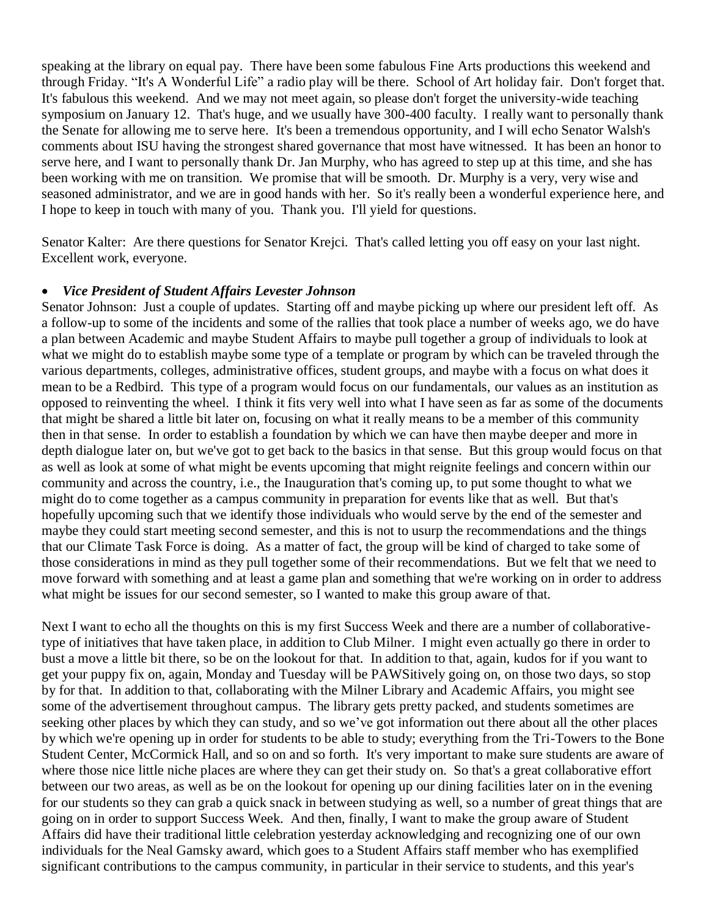speaking at the library on equal pay. There have been some fabulous Fine Arts productions this weekend and through Friday. "It's A Wonderful Life" a radio play will be there. School of Art holiday fair. Don't forget that. It's fabulous this weekend. And we may not meet again, so please don't forget the university-wide teaching symposium on January 12. That's huge, and we usually have 300-400 faculty. I really want to personally thank the Senate for allowing me to serve here. It's been a tremendous opportunity, and I will echo Senator Walsh's comments about ISU having the strongest shared governance that most have witnessed. It has been an honor to serve here, and I want to personally thank Dr. Jan Murphy, who has agreed to step up at this time, and she has been working with me on transition. We promise that will be smooth. Dr. Murphy is a very, very wise and seasoned administrator, and we are in good hands with her. So it's really been a wonderful experience here, and I hope to keep in touch with many of you. Thank you. I'll yield for questions.

Senator Kalter: Are there questions for Senator Krejci. That's called letting you off easy on your last night. Excellent work, everyone.

- ***Vice President of Student Affairs Levester Johnson***

Senator Johnson: Just a couple of updates. Starting off and maybe picking up where our president left off. As a follow-up to some of the incidents and some of the rallies that took place a number of weeks ago, we do have a plan between Academic and maybe Student Affairs to maybe pull together a group of individuals to look at what we might do to establish maybe some type of a template or program by which can be traveled through the various departments, colleges, administrative offices, student groups, and maybe with a focus on what does it mean to be a Redbird. This type of a program would focus on our fundamentals, our values as an institution as opposed to reinventing the wheel. I think it fits very well into what I have seen as far as some of the documents that might be shared a little bit later on, focusing on what it really means to be a member of this community then in that sense. In order to establish a foundation by which we can have then maybe deeper and more in depth dialogue later on, but we've got to get back to the basics in that sense. But this group would focus on that as well as look at some of what might be events upcoming that might reignite feelings and concern within our community and across the country, i.e., the Inauguration that's coming up, to put some thought to what we might do to come together as a campus community in preparation for events like that as well. But that's hopefully upcoming such that we identify those individuals who would serve by the end of the semester and maybe they could start meeting second semester, and this is not to usurp the recommendations and the things that our Climate Task Force is doing. As a matter of fact, the group will be kind of charged to take some of those considerations in mind as they pull together some of their recommendations. But we felt that we need to move forward with something and at least a game plan and something that we're working on in order to address what might be issues for our second semester, so I wanted to make this group aware of that.

Next I want to echo all the thoughts on this is my first Success Week and there are a number of collaborative-type of initiatives that have taken place, in addition to Club Milner. I might even actually go there in order to bust a move a little bit there, so be on the lookout for that. In addition to that, again, kudos for if you want to get your puppy fix on, again, Monday and Tuesday will be PAWSitively going on, on those two days, so stop by for that. In addition to that, collaborating with the Milner Library and Academic Affairs, you might see some of the advertisement throughout campus. The library gets pretty packed, and students sometimes are seeking other places by which they can study, and so we've got information out there about all the other places by which we're opening up in order for students to be able to study; everything from the Tri-Towers to the Bone Student Center, McCormick Hall, and so on and so forth. It's very important to make sure students are aware of where those nice little niche places are where they can get their study on. So that's a great collaborative effort between our two areas, as well as be on the lookout for opening up our dining facilities later on in the evening for our students so they can grab a quick snack in between studying as well, so a number of great things that are going on in order to support Success Week. And then, finally, I want to make the group aware of Student Affairs did have their traditional little celebration yesterday acknowledging and recognizing one of our own individuals for the Neal Gamsky award, which goes to a Student Affairs staff member who has exemplified significant contributions to the campus community, in particular in their service to students, and this year's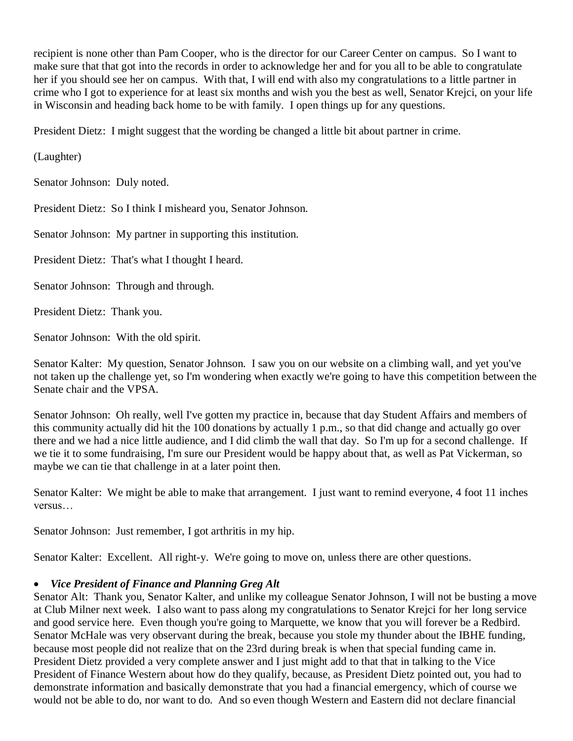recipient is none other than Pam Cooper, who is the director for our Career Center on campus. So I want to make sure that that got into the records in order to acknowledge her and for you all to be able to congratulate her if you should see her on campus. With that, I will end with also my congratulations to a little partner in crime who I got to experience for at least six months and wish you the best as well, Senator Krejci, on your life in Wisconsin and heading back home to be with family. I open things up for any questions.

President Dietz: I might suggest that the wording be changed a little bit about partner in crime.

(Laughter)

Senator Johnson: Duly noted.

President Dietz: So I think I misheard you, Senator Johnson.

Senator Johnson: My partner in supporting this institution.

President Dietz: That's what I thought I heard.

Senator Johnson: Through and through.

President Dietz: Thank you.

Senator Johnson: With the old spirit.

Senator Kalter: My question, Senator Johnson. I saw you on our website on a climbing wall, and yet you've not taken up the challenge yet, so I'm wondering when exactly we're going to have this competition between the Senate chair and the VPSA.

Senator Johnson: Oh really, well I've gotten my practice in, because that day Student Affairs and members of this community actually did hit the 100 donations by actually 1 p.m., so that did change and actually go over there and we had a nice little audience, and I did climb the wall that day. So I'm up for a second challenge. If we tie it to some fundraising, I'm sure our President would be happy about that, as well as Pat Vickerman, so maybe we can tie that challenge in at a later point then.

Senator Kalter: We might be able to make that arrangement. I just want to remind everyone, 4 foot 11 inches versus…

Senator Johnson: Just remember, I got arthritis in my hip.

Senator Kalter: Excellent. All right-y. We're going to move on, unless there are other questions.

- ***Vice President of Finance and Planning Greg Alt***

Senator Alt: Thank you, Senator Kalter, and unlike my colleague Senator Johnson, I will not be busting a move at Club Milner next week. I also want to pass along my congratulations to Senator Krejci for her long service and good service here. Even though you're going to Marquette, we know that you will forever be a Redbird. Senator McHale was very observant during the break, because you stole my thunder about the IBHE funding, because most people did not realize that on the 23rd during break is when that special funding came in. President Dietz provided a very complete answer and I just might add to that that in talking to the Vice President of Finance Western about how do they qualify, because, as President Dietz pointed out, you had to demonstrate information and basically demonstrate that you had a financial emergency, which of course we would not be able to do, nor want to do. And so even though Western and Eastern did not declare financial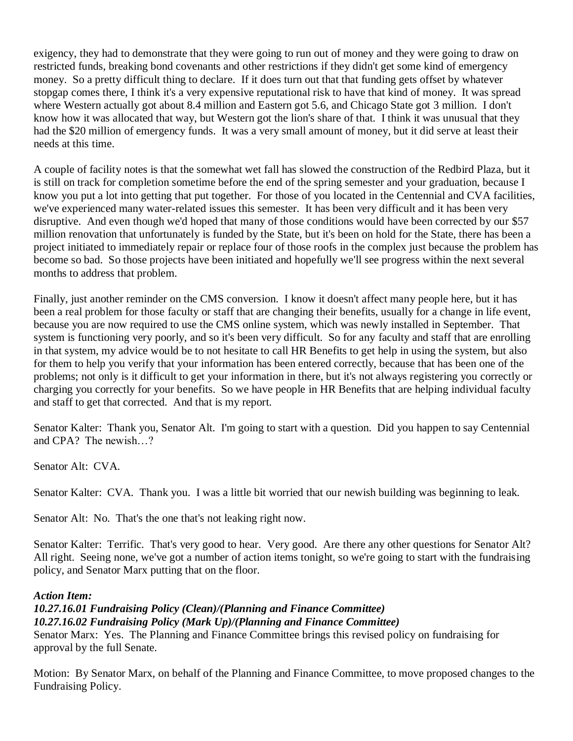exigency, they had to demonstrate that they were going to run out of money and they were going to draw on restricted funds, breaking bond covenants and other restrictions if they didn't get some kind of emergency money. So a pretty difficult thing to declare. If it does turn out that that funding gets offset by whatever stopgap comes there, I think it's a very expensive reputational risk to have that kind of money. It was spread where Western actually got about 8.4 million and Eastern got 5.6, and Chicago State got 3 million. I don't know how it was allocated that way, but Western got the lion's share of that. I think it was unusual that they had the $20 million of emergency funds. It was a very small amount of money, but it did serve at least their needs at this time.

A couple of facility notes is that the somewhat wet fall has slowed the construction of the Redbird Plaza, but it is still on track for completion sometime before the end of the spring semester and your graduation, because I know you put a lot into getting that put together. For those of you located in the Centennial and CVA facilities, we've experienced many water-related issues this semester. It has been very difficult and it has been very disruptive. And even though we'd hoped that many of those conditions would have been corrected by our $57 million renovation that unfortunately is funded by the State, but it's been on hold for the State, there has been a project initiated to immediately repair or replace four of those roofs in the complex just because the problem has become so bad. So those projects have been initiated and hopefully we'll see progress within the next several months to address that problem.

Finally, just another reminder on the CMS conversion. I know it doesn't affect many people here, but it has been a real problem for those faculty or staff that are changing their benefits, usually for a change in life event, because you are now required to use the CMS online system, which was newly installed in September. That system is functioning very poorly, and so it's been very difficult. So for any faculty and staff that are enrolling in that system, my advice would be to not hesitate to call HR Benefits to get help in using the system, but also for them to help you verify that your information has been entered correctly, because that has been one of the problems; not only is it difficult to get your information in there, but it's not always registering you correctly or charging you correctly for your benefits. So we have people in HR Benefits that are helping individual faculty and staff to get that corrected. And that is my report.

Senator Kalter: Thank you, Senator Alt. I'm going to start with a question. Did you happen to say Centennial and CPA? The newish…?

Senator Alt: CVA.

Senator Kalter: CVA. Thank you. I was a little bit worried that our newish building was beginning to leak.

Senator Alt: No. That's the one that's not leaking right now.

Senator Kalter: Terrific. That's very good to hear. Very good. Are there any other questions for Senator Alt? All right. Seeing none, we've got a number of action items tonight, so we're going to start with the fundraising policy, and Senator Marx putting that on the floor.

***Action Item:***
***10.27.16.01 Fundraising Policy (Clean)/(Planning and Finance Committee)***
***10.27.16.02 Fundraising Policy (Mark Up)/(Planning and Finance Committee)***

Senator Marx: Yes. The Planning and Finance Committee brings this revised policy on fundraising for approval by the full Senate.

Motion: By Senator Marx, on behalf of the Planning and Finance Committee, to move proposed changes to the Fundraising Policy.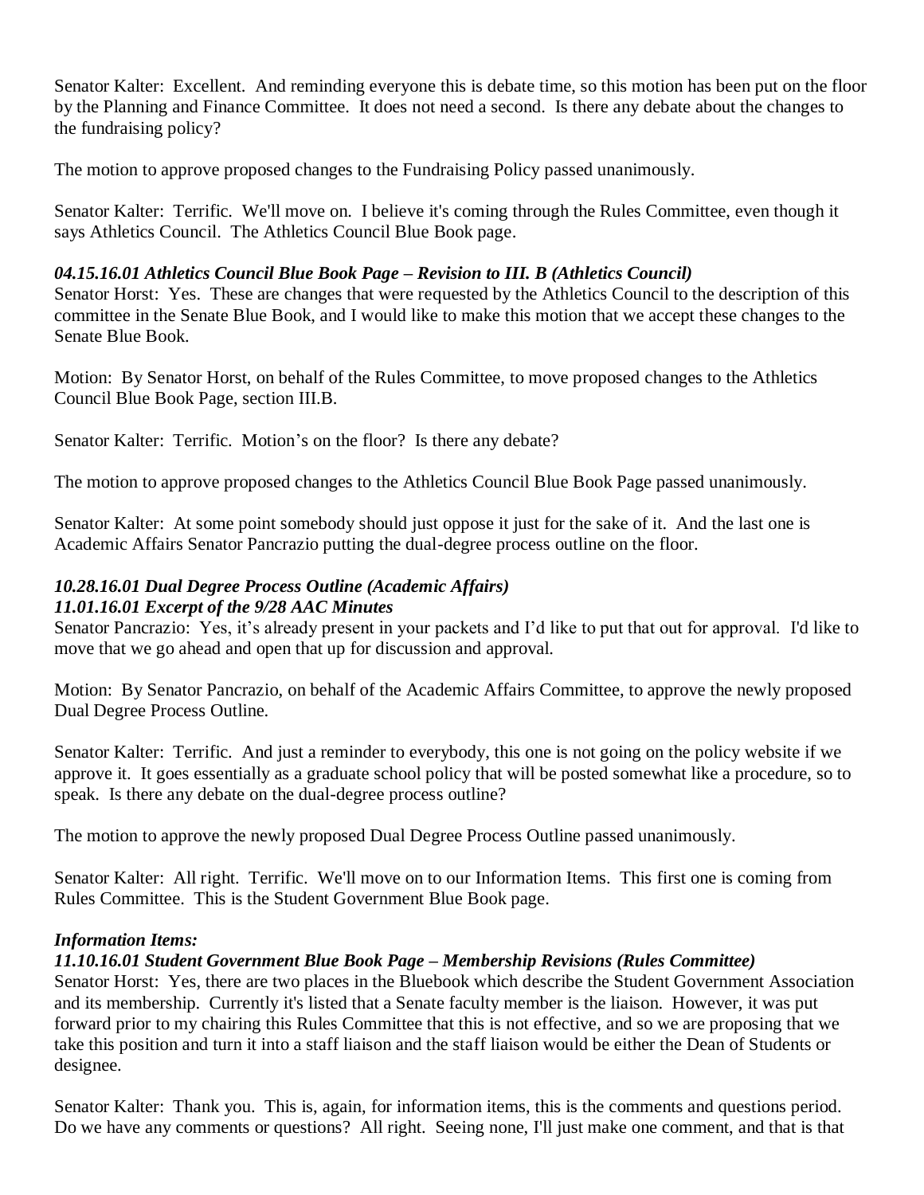Senator Kalter: Excellent. And reminding everyone this is debate time, so this motion has been put on the floor by the Planning and Finance Committee. It does not need a second. Is there any debate about the changes to the fundraising policy?

The motion to approve proposed changes to the Fundraising Policy passed unanimously.

Senator Kalter: Terrific. We'll move on. I believe it's coming through the Rules Committee, even though it says Athletics Council. The Athletics Council Blue Book page.

***04.15.16.01 Athletics Council Blue Book Page – Revision to III. B (Athletics Council)***

Senator Horst: Yes. These are changes that were requested by the Athletics Council to the description of this committee in the Senate Blue Book, and I would like to make this motion that we accept these changes to the Senate Blue Book.

Motion: By Senator Horst, on behalf of the Rules Committee, to move proposed changes to the Athletics Council Blue Book Page, section III.B.

Senator Kalter: Terrific. Motion's on the floor? Is there any debate?

The motion to approve proposed changes to the Athletics Council Blue Book Page passed unanimously.

Senator Kalter: At some point somebody should just oppose it just for the sake of it. And the last one is Academic Affairs Senator Pancrazio putting the dual-degree process outline on the floor.

***10.28.16.01 Dual Degree Process Outline (Academic Affairs)***
***11.01.16.01 Excerpt of the 9/28 AAC Minutes***

Senator Pancrazio: Yes, it's already present in your packets and I'd like to put that out for approval. I'd like to move that we go ahead and open that up for discussion and approval.

Motion: By Senator Pancrazio, on behalf of the Academic Affairs Committee, to approve the newly proposed Dual Degree Process Outline.

Senator Kalter: Terrific. And just a reminder to everybody, this one is not going on the policy website if we approve it. It goes essentially as a graduate school policy that will be posted somewhat like a procedure, so to speak. Is there any debate on the dual-degree process outline?

The motion to approve the newly proposed Dual Degree Process Outline passed unanimously.

Senator Kalter: All right. Terrific. We'll move on to our Information Items. This first one is coming from Rules Committee. This is the Student Government Blue Book page.

***Information Items:***
***11.10.16.01 Student Government Blue Book Page – Membership Revisions (Rules Committee)***

Senator Horst: Yes, there are two places in the Bluebook which describe the Student Government Association and its membership. Currently it's listed that a Senate faculty member is the liaison. However, it was put forward prior to my chairing this Rules Committee that this is not effective, and so we are proposing that we take this position and turn it into a staff liaison and the staff liaison would be either the Dean of Students or designee.

Senator Kalter: Thank you. This is, again, for information items, this is the comments and questions period. Do we have any comments or questions? All right. Seeing none, I'll just make one comment, and that is that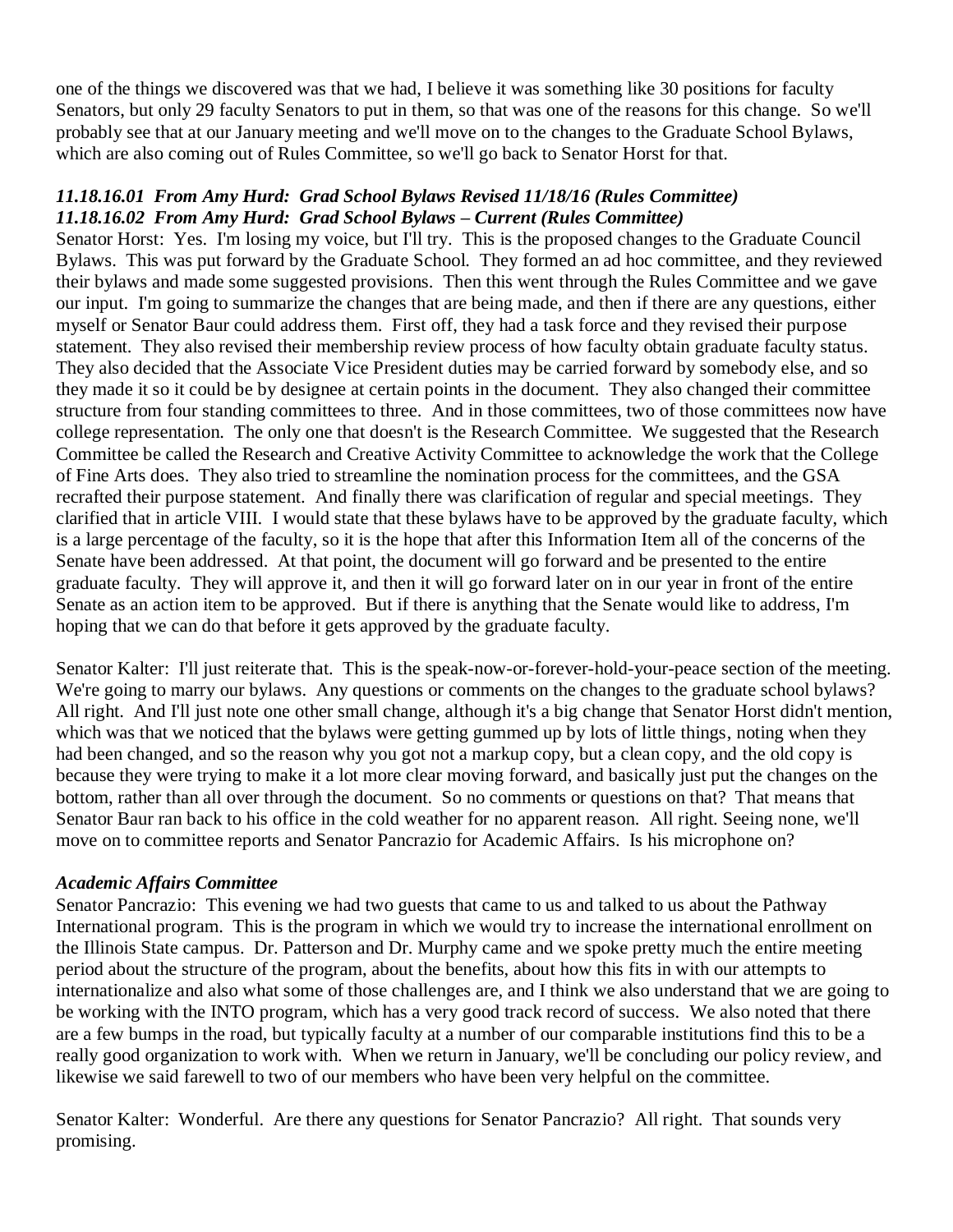one of the things we discovered was that we had, I believe it was something like 30 positions for faculty Senators, but only 29 faculty Senators to put in them, so that was one of the reasons for this change. So we'll probably see that at our January meeting and we'll move on to the changes to the Graduate School Bylaws, which are also coming out of Rules Committee, so we'll go back to Senator Horst for that.

***11.18.16.01 From Amy Hurd: Grad School Bylaws Revised 11/18/16 (Rules Committee)***
***11.18.16.02 From Amy Hurd: Grad School Bylaws – Current (Rules Committee)***

Senator Horst: Yes. I'm losing my voice, but I'll try. This is the proposed changes to the Graduate Council Bylaws. This was put forward by the Graduate School. They formed an ad hoc committee, and they reviewed their bylaws and made some suggested provisions. Then this went through the Rules Committee and we gave our input. I'm going to summarize the changes that are being made, and then if there are any questions, either myself or Senator Baur could address them. First off, they had a task force and they revised their purpose statement. They also revised their membership review process of how faculty obtain graduate faculty status. They also decided that the Associate Vice President duties may be carried forward by somebody else, and so they made it so it could be by designee at certain points in the document. They also changed their committee structure from four standing committees to three. And in those committees, two of those committees now have college representation. The only one that doesn't is the Research Committee. We suggested that the Research Committee be called the Research and Creative Activity Committee to acknowledge the work that the College of Fine Arts does. They also tried to streamline the nomination process for the committees, and the GSA recrafted their purpose statement. And finally there was clarification of regular and special meetings. They clarified that in article VIII. I would state that these bylaws have to be approved by the graduate faculty, which is a large percentage of the faculty, so it is the hope that after this Information Item all of the concerns of the Senate have been addressed. At that point, the document will go forward and be presented to the entire graduate faculty. They will approve it, and then it will go forward later on in our year in front of the entire Senate as an action item to be approved. But if there is anything that the Senate would like to address, I'm hoping that we can do that before it gets approved by the graduate faculty.

Senator Kalter: I'll just reiterate that. This is the speak-now-or-forever-hold-your-peace section of the meeting. We're going to marry our bylaws. Any questions or comments on the changes to the graduate school bylaws? All right. And I'll just note one other small change, although it's a big change that Senator Horst didn't mention, which was that we noticed that the bylaws were getting gummed up by lots of little things, noting when they had been changed, and so the reason why you got not a markup copy, but a clean copy, and the old copy is because they were trying to make it a lot more clear moving forward, and basically just put the changes on the bottom, rather than all over through the document. So no comments or questions on that? That means that Senator Baur ran back to his office in the cold weather for no apparent reason. All right. Seeing none, we'll move on to committee reports and Senator Pancrazio for Academic Affairs. Is his microphone on?

***Academic Affairs Committee***

Senator Pancrazio: This evening we had two guests that came to us and talked to us about the Pathway International program. This is the program in which we would try to increase the international enrollment on the Illinois State campus. Dr. Patterson and Dr. Murphy came and we spoke pretty much the entire meeting period about the structure of the program, about the benefits, about how this fits in with our attempts to internationalize and also what some of those challenges are, and I think we also understand that we are going to be working with the INTO program, which has a very good track record of success. We also noted that there are a few bumps in the road, but typically faculty at a number of our comparable institutions find this to be a really good organization to work with. When we return in January, we'll be concluding our policy review, and likewise we said farewell to two of our members who have been very helpful on the committee.

Senator Kalter: Wonderful. Are there any questions for Senator Pancrazio? All right. That sounds very promising.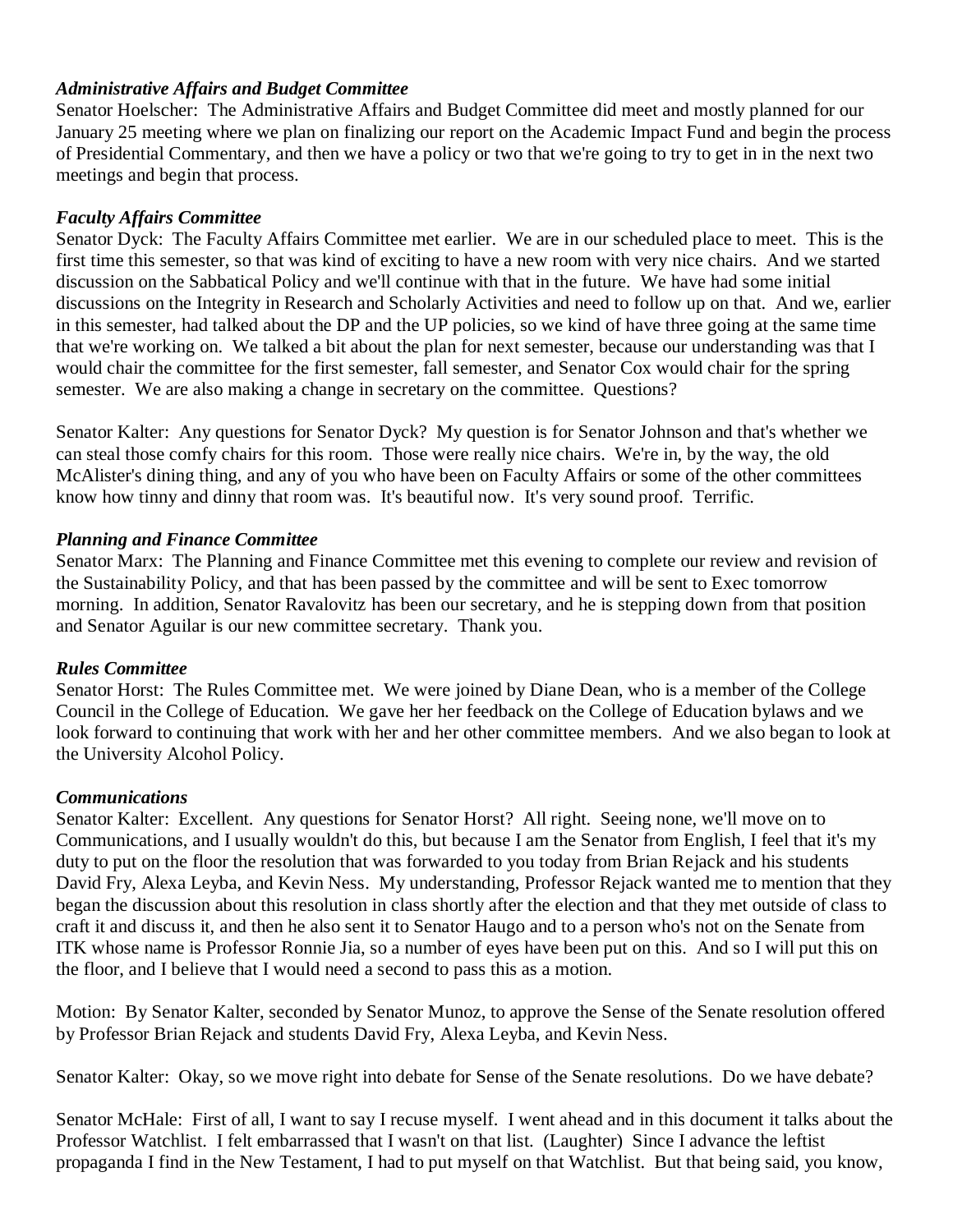### *Administrative Affairs and Budget Committee*

Senator Hoelscher: The Administrative Affairs and Budget Committee did meet and mostly planned for our January 25 meeting where we plan on finalizing our report on the Academic Impact Fund and begin the process of Presidential Commentary, and then we have a policy or two that we're going to try to get in in the next two meetings and begin that process.

### *Faculty Affairs Committee*

Senator Dyck: The Faculty Affairs Committee met earlier. We are in our scheduled place to meet. This is the first time this semester, so that was kind of exciting to have a new room with very nice chairs. And we started discussion on the Sabbatical Policy and we'll continue with that in the future. We have had some initial discussions on the Integrity in Research and Scholarly Activities and need to follow up on that. And we, earlier in this semester, had talked about the DP and the UP policies, so we kind of have three going at the same time that we're working on. We talked a bit about the plan for next semester, because our understanding was that I would chair the committee for the first semester, fall semester, and Senator Cox would chair for the spring semester. We are also making a change in secretary on the committee. Questions?

Senator Kalter: Any questions for Senator Dyck? My question is for Senator Johnson and that's whether we can steal those comfy chairs for this room. Those were really nice chairs. We're in, by the way, the old McAlister's dining thing, and any of you who have been on Faculty Affairs or some of the other committees know how tinny and dinny that room was. It's beautiful now. It's very sound proof. Terrific.

### *Planning and Finance Committee*

Senator Marx: The Planning and Finance Committee met this evening to complete our review and revision of the Sustainability Policy, and that has been passed by the committee and will be sent to Exec tomorrow morning. In addition, Senator Ravalovitz has been our secretary, and he is stepping down from that position and Senator Aguilar is our new committee secretary. Thank you.

### *Rules Committee*

Senator Horst: The Rules Committee met. We were joined by Diane Dean, who is a member of the College Council in the College of Education. We gave her her feedback on the College of Education bylaws and we look forward to continuing that work with her and her other committee members. And we also began to look at the University Alcohol Policy.

### *Communications*

Senator Kalter: Excellent. Any questions for Senator Horst? All right. Seeing none, we'll move on to Communications, and I usually wouldn't do this, but because I am the Senator from English, I feel that it's my duty to put on the floor the resolution that was forwarded to you today from Brian Rejack and his students David Fry, Alexa Leyba, and Kevin Ness. My understanding, Professor Rejack wanted me to mention that they began the discussion about this resolution in class shortly after the election and that they met outside of class to craft it and discuss it, and then he also sent it to Senator Haugo and to a person who's not on the Senate from ITK whose name is Professor Ronnie Jia, so a number of eyes have been put on this. And so I will put this on the floor, and I believe that I would need a second to pass this as a motion.

Motion: By Senator Kalter, seconded by Senator Munoz, to approve the Sense of the Senate resolution offered by Professor Brian Rejack and students David Fry, Alexa Leyba, and Kevin Ness.

Senator Kalter: Okay, so we move right into debate for Sense of the Senate resolutions. Do we have debate?

Senator McHale: First of all, I want to say I recuse myself. I went ahead and in this document it talks about the Professor Watchlist. I felt embarrassed that I wasn't on that list. (Laughter) Since I advance the leftist propaganda I find in the New Testament, I had to put myself on that Watchlist. But that being said, you know,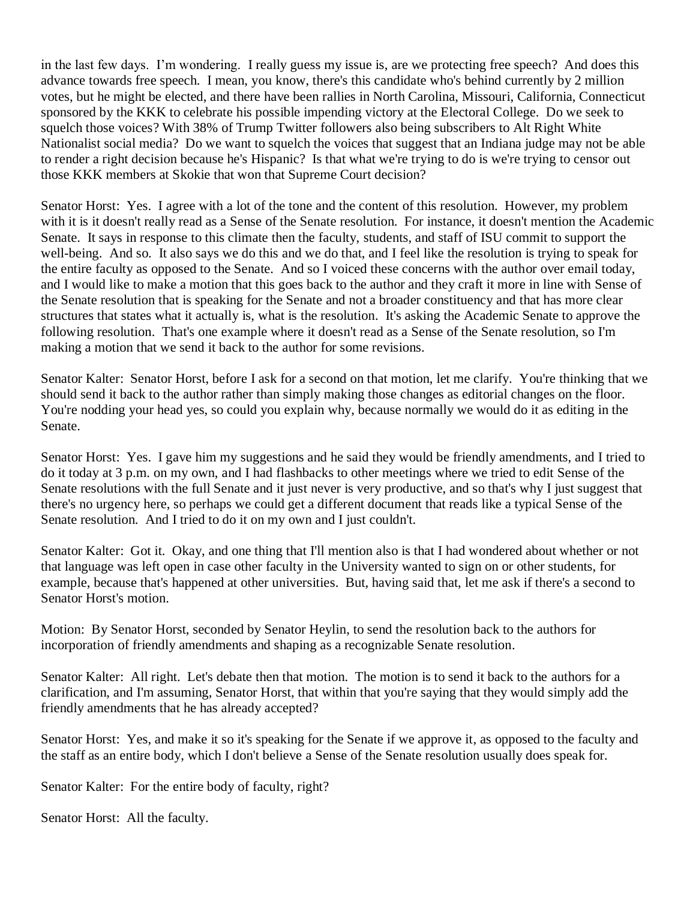in the last few days. I'm wondering. I really guess my issue is, are we protecting free speech? And does this advance towards free speech. I mean, you know, there's this candidate who's behind currently by 2 million votes, but he might be elected, and there have been rallies in North Carolina, Missouri, California, Connecticut sponsored by the KKK to celebrate his possible impending victory at the Electoral College. Do we seek to squelch those voices? With 38% of Trump Twitter followers also being subscribers to Alt Right White Nationalist social media? Do we want to squelch the voices that suggest that an Indiana judge may not be able to render a right decision because he's Hispanic? Is that what we're trying to do is we're trying to censor out those KKK members at Skokie that won that Supreme Court decision?

Senator Horst: Yes. I agree with a lot of the tone and the content of this resolution. However, my problem with it is it doesn't really read as a Sense of the Senate resolution. For instance, it doesn't mention the Academic Senate. It says in response to this climate then the faculty, students, and staff of ISU commit to support the well-being. And so. It also says we do this and we do that, and I feel like the resolution is trying to speak for the entire faculty as opposed to the Senate. And so I voiced these concerns with the author over email today, and I would like to make a motion that this goes back to the author and they craft it more in line with Sense of the Senate resolution that is speaking for the Senate and not a broader constituency and that has more clear structures that states what it actually is, what is the resolution. It's asking the Academic Senate to approve the following resolution. That's one example where it doesn't read as a Sense of the Senate resolution, so I'm making a motion that we send it back to the author for some revisions.

Senator Kalter: Senator Horst, before I ask for a second on that motion, let me clarify. You're thinking that we should send it back to the author rather than simply making those changes as editorial changes on the floor. You're nodding your head yes, so could you explain why, because normally we would do it as editing in the Senate.

Senator Horst: Yes. I gave him my suggestions and he said they would be friendly amendments, and I tried to do it today at 3 p.m. on my own, and I had flashbacks to other meetings where we tried to edit Sense of the Senate resolutions with the full Senate and it just never is very productive, and so that's why I just suggest that there's no urgency here, so perhaps we could get a different document that reads like a typical Sense of the Senate resolution. And I tried to do it on my own and I just couldn't.

Senator Kalter: Got it. Okay, and one thing that I'll mention also is that I had wondered about whether or not that language was left open in case other faculty in the University wanted to sign on or other students, for example, because that's happened at other universities. But, having said that, let me ask if there's a second to Senator Horst's motion.

Motion: By Senator Horst, seconded by Senator Heylin, to send the resolution back to the authors for incorporation of friendly amendments and shaping as a recognizable Senate resolution.

Senator Kalter: All right. Let's debate then that motion. The motion is to send it back to the authors for a clarification, and I'm assuming, Senator Horst, that within that you're saying that they would simply add the friendly amendments that he has already accepted?

Senator Horst: Yes, and make it so it's speaking for the Senate if we approve it, as opposed to the faculty and the staff as an entire body, which I don't believe a Sense of the Senate resolution usually does speak for.

Senator Kalter: For the entire body of faculty, right?

Senator Horst: All the faculty.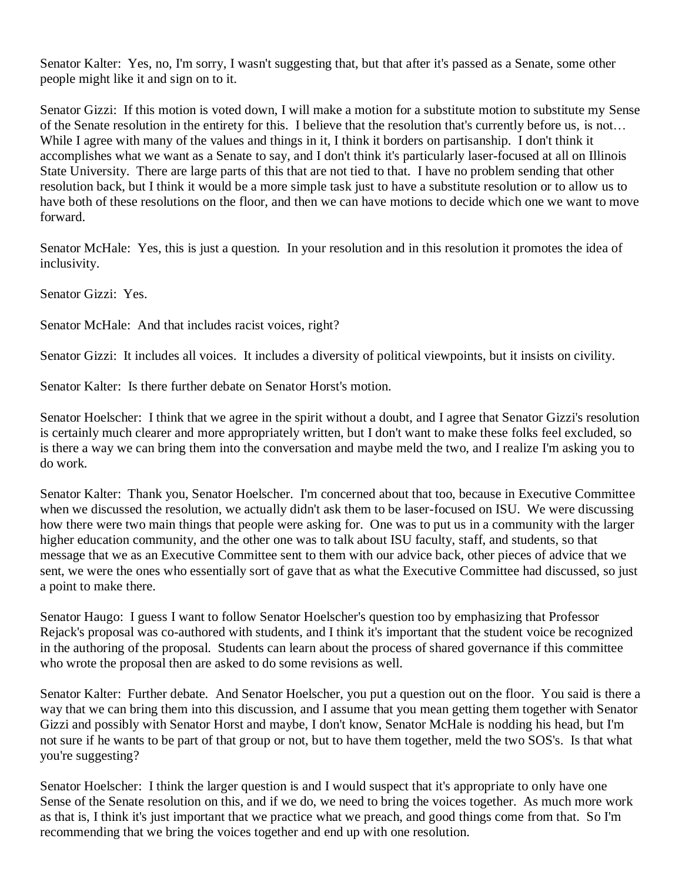Senator Kalter: Yes, no, I'm sorry, I wasn't suggesting that, but that after it's passed as a Senate, some other people might like it and sign on to it.

Senator Gizzi: If this motion is voted down, I will make a motion for a substitute motion to substitute my Sense of the Senate resolution in the entirety for this. I believe that the resolution that's currently before us, is not… While I agree with many of the values and things in it, I think it borders on partisanship. I don't think it accomplishes what we want as a Senate to say, and I don't think it's particularly laser-focused at all on Illinois State University. There are large parts of this that are not tied to that. I have no problem sending that other resolution back, but I think it would be a more simple task just to have a substitute resolution or to allow us to have both of these resolutions on the floor, and then we can have motions to decide which one we want to move forward.

Senator McHale: Yes, this is just a question. In your resolution and in this resolution it promotes the idea of inclusivity.

Senator Gizzi: Yes.

Senator McHale: And that includes racist voices, right?

Senator Gizzi: It includes all voices. It includes a diversity of political viewpoints, but it insists on civility.

Senator Kalter: Is there further debate on Senator Horst's motion.

Senator Hoelscher: I think that we agree in the spirit without a doubt, and I agree that Senator Gizzi's resolution is certainly much clearer and more appropriately written, but I don't want to make these folks feel excluded, so is there a way we can bring them into the conversation and maybe meld the two, and I realize I'm asking you to do work.

Senator Kalter: Thank you, Senator Hoelscher. I'm concerned about that too, because in Executive Committee when we discussed the resolution, we actually didn't ask them to be laser-focused on ISU. We were discussing how there were two main things that people were asking for. One was to put us in a community with the larger higher education community, and the other one was to talk about ISU faculty, staff, and students, so that message that we as an Executive Committee sent to them with our advice back, other pieces of advice that we sent, we were the ones who essentially sort of gave that as what the Executive Committee had discussed, so just a point to make there.

Senator Haugo: I guess I want to follow Senator Hoelscher's question too by emphasizing that Professor Rejack's proposal was co-authored with students, and I think it's important that the student voice be recognized in the authoring of the proposal. Students can learn about the process of shared governance if this committee who wrote the proposal then are asked to do some revisions as well.

Senator Kalter: Further debate. And Senator Hoelscher, you put a question out on the floor. You said is there a way that we can bring them into this discussion, and I assume that you mean getting them together with Senator Gizzi and possibly with Senator Horst and maybe, I don't know, Senator McHale is nodding his head, but I'm not sure if he wants to be part of that group or not, but to have them together, meld the two SOS's. Is that what you're suggesting?

Senator Hoelscher: I think the larger question is and I would suspect that it's appropriate to only have one Sense of the Senate resolution on this, and if we do, we need to bring the voices together. As much more work as that is, I think it's just important that we practice what we preach, and good things come from that. So I'm recommending that we bring the voices together and end up with one resolution.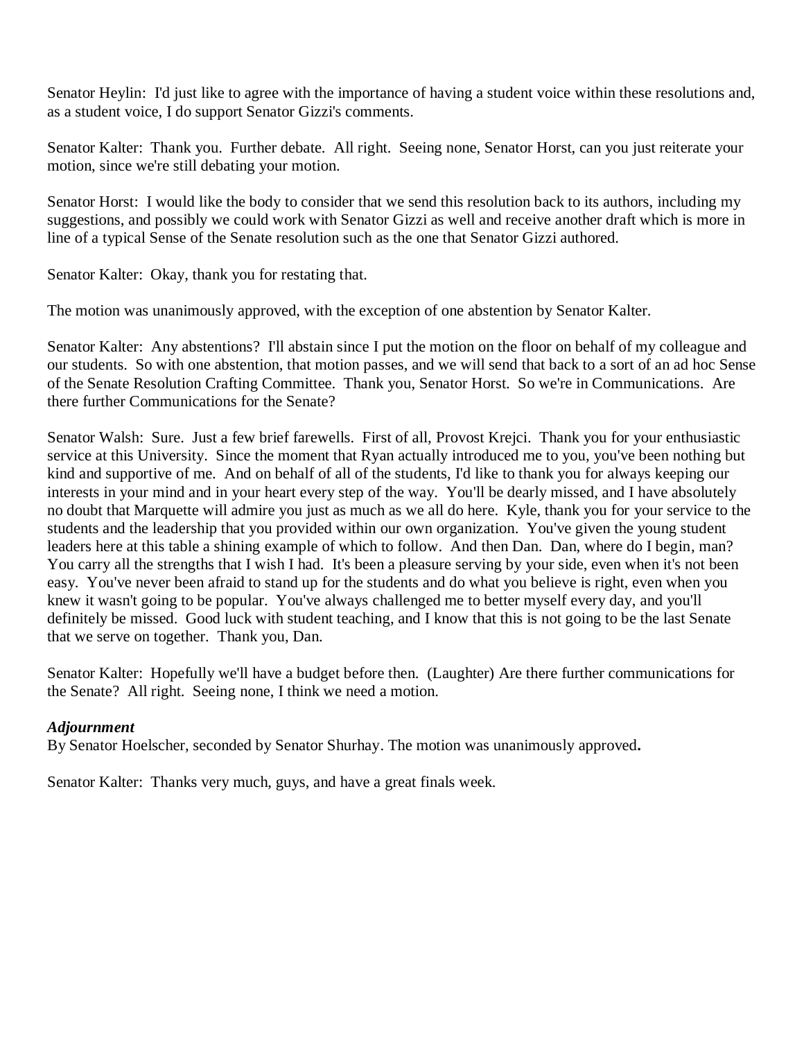Senator Heylin: I'd just like to agree with the importance of having a student voice within these resolutions and, as a student voice, I do support Senator Gizzi's comments.

Senator Kalter: Thank you. Further debate. All right. Seeing none, Senator Horst, can you just reiterate your motion, since we're still debating your motion.

Senator Horst: I would like the body to consider that we send this resolution back to its authors, including my suggestions, and possibly we could work with Senator Gizzi as well and receive another draft which is more in line of a typical Sense of the Senate resolution such as the one that Senator Gizzi authored.

Senator Kalter: Okay, thank you for restating that.

The motion was unanimously approved, with the exception of one abstention by Senator Kalter.

Senator Kalter: Any abstentions? I'll abstain since I put the motion on the floor on behalf of my colleague and our students. So with one abstention, that motion passes, and we will send that back to a sort of an ad hoc Sense of the Senate Resolution Crafting Committee. Thank you, Senator Horst. So we're in Communications. Are there further Communications for the Senate?

Senator Walsh: Sure. Just a few brief farewells. First of all, Provost Krejci. Thank you for your enthusiastic service at this University. Since the moment that Ryan actually introduced me to you, you've been nothing but kind and supportive of me. And on behalf of all of the students, I'd like to thank you for always keeping our interests in your mind and in your heart every step of the way. You'll be dearly missed, and I have absolutely no doubt that Marquette will admire you just as much as we all do here. Kyle, thank you for your service to the students and the leadership that you provided within our own organization. You've given the young student leaders here at this table a shining example of which to follow. And then Dan. Dan, where do I begin, man? You carry all the strengths that I wish I had. It's been a pleasure serving by your side, even when it's not been easy. You've never been afraid to stand up for the students and do what you believe is right, even when you knew it wasn't going to be popular. You've always challenged me to better myself every day, and you'll definitely be missed. Good luck with student teaching, and I know that this is not going to be the last Senate that we serve on together. Thank you, Dan.

Senator Kalter: Hopefully we'll have a budget before then. (Laughter) Are there further communications for the Senate? All right. Seeing none, I think we need a motion.

***Adjournment***
By Senator Hoelscher, seconded by Senator Shurhay. The motion was unanimously approved**.**

Senator Kalter: Thanks very much, guys, and have a great finals week.